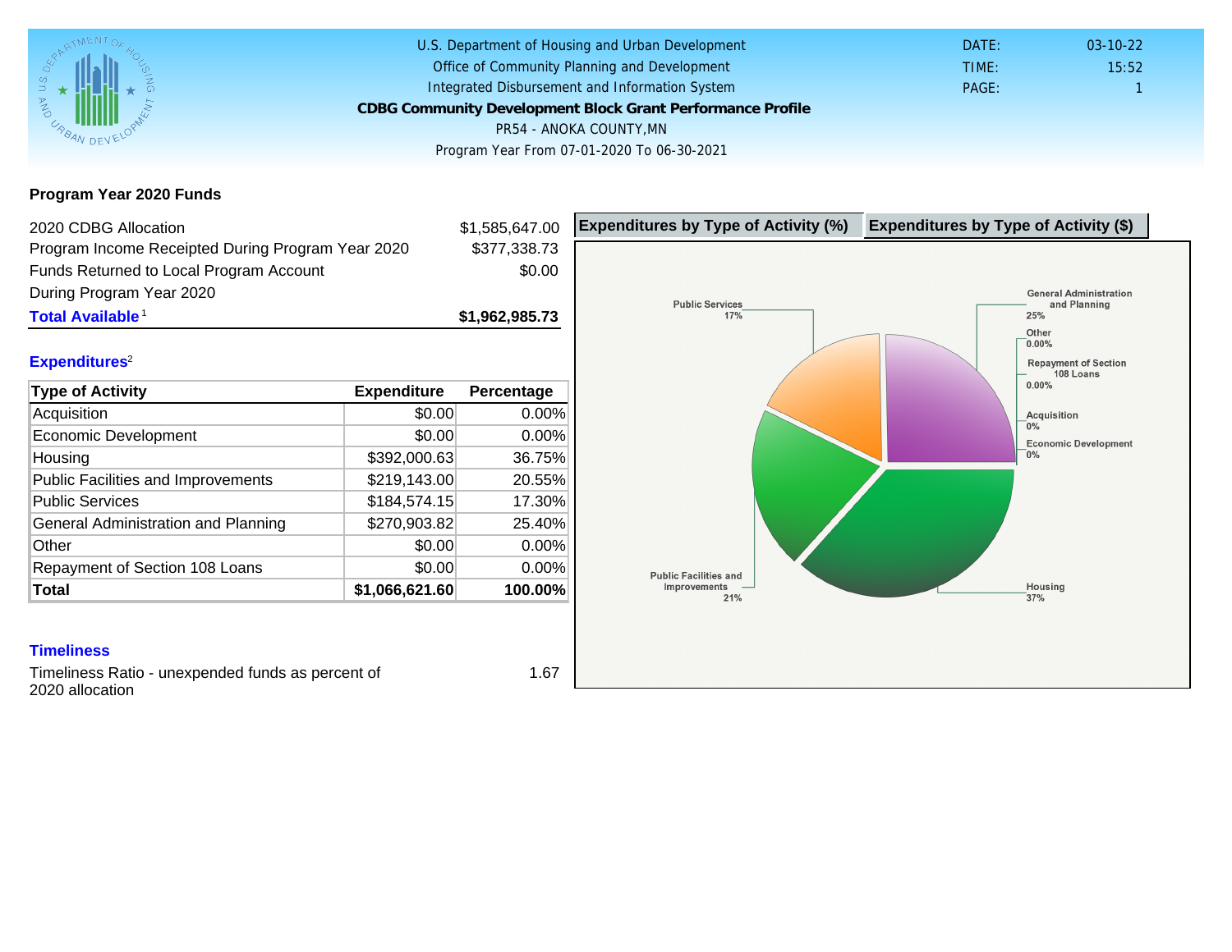U.S. Department of Housing and Urban Development
Office of Community Planning and Development
Integrated Disbursement and Information System

# CDBG Community Development Block Grant Performance Profile

PR54 - ANOKA COUNTY,MN

Program Year From 07-01-2020 To 06-30-2021

DATE: 03-10-22
TIME: 15:52
PAGE: 1

## Program Year 2020 Funds

| | |
|---|---|
| 2020 CDBG Allocation | $1,585,647.00 |
| Program Income Receipted During Program Year 2020 | $377,338.73 |
| Funds Returned to Local Program Account During Program Year 2020 | $0.00 |
| **Total Available**[1] | **$1,962,985.73** |

## Expenditures[2]

| Type of Activity | Expenditure | Percentage |
|---|---|---|
| Acquisition | $0.00 | 0.00% |
| Economic Development | $0.00 | 0.00% |
| Housing | $392,000.63 | 36.75% |
| Public Facilities and Improvements | $219,143.00 | 20.55% |
| Public Services | $184,574.15 | 17.30% |
| General Administration and Planning | $270,903.82 | 25.40% |
| Other | $0.00 | 0.00% |
| Repayment of Section 108 Loans | $0.00 | 0.00% |
| **Total** | **$1,066,621.60** | **100.00%** |

Expenditures by Type of Activity (%) | Expenditures by Type of Activity ($)

Public Services 17%; General Administration and Planning 25%; Other 0.00%; Repayment of Section 108 Loans 0.00%; Acquisition 0%; Economic Development 0%; Housing 37%; Public Facilities and Improvements 21%

## Timeliness

| | |
|---|---|
| Timeliness Ratio - unexpended funds as percent of 2020 allocation | 1.67 |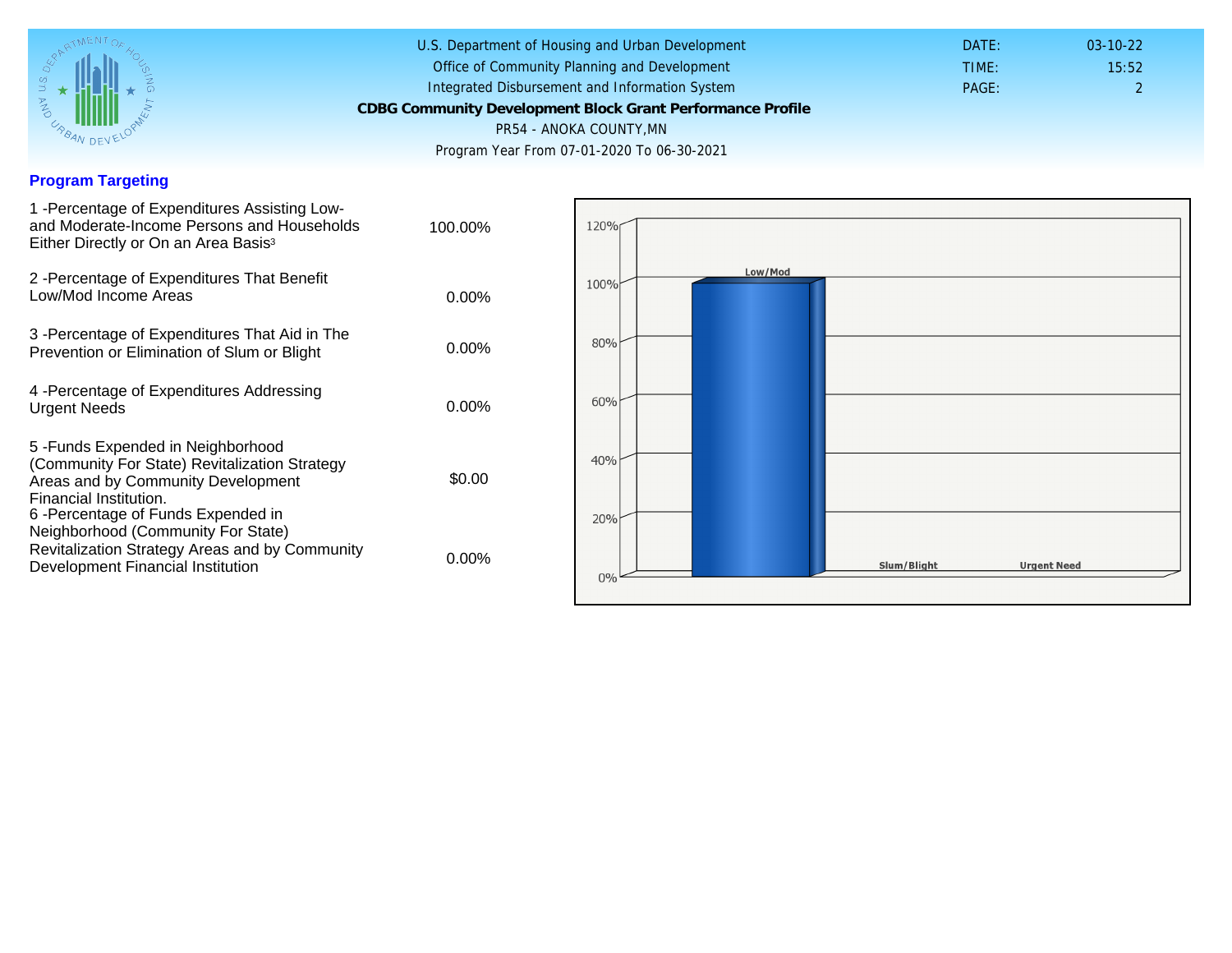U.S. Department of Housing and Urban Development
Office of Community Planning and Development
Integrated Disbursement and Information System
**CDBG Community Development Block Grant Performance Profile**
PR54 - ANOKA COUNTY,MN
Program Year From 07-01-2020 To 06-30-2021

DATE: 03-10-22
TIME: 15:52
PAGE: 2

## Program Targeting

| | |
|---|---|
| 1 -Percentage of Expenditures Assisting Low- and Moderate-Income Persons and Households Either Directly or On an Area Basis[3] | 100.00% |
| 2 -Percentage of Expenditures That Benefit Low/Mod Income Areas | 0.00% |
| 3 -Percentage of Expenditures That Aid in The Prevention or Elimination of Slum or Blight | 0.00% |
| 4 -Percentage of Expenditures Addressing Urgent Needs | 0.00% |
| 5 -Funds Expended in Neighborhood (Community For State) Revitalization Strategy Areas and by Community Development Financial Institution. | $0.00 |
| 6 -Percentage of Funds Expended in Neighborhood (Community For State) Revitalization Strategy Areas and by Community Development Financial Institution | 0.00% |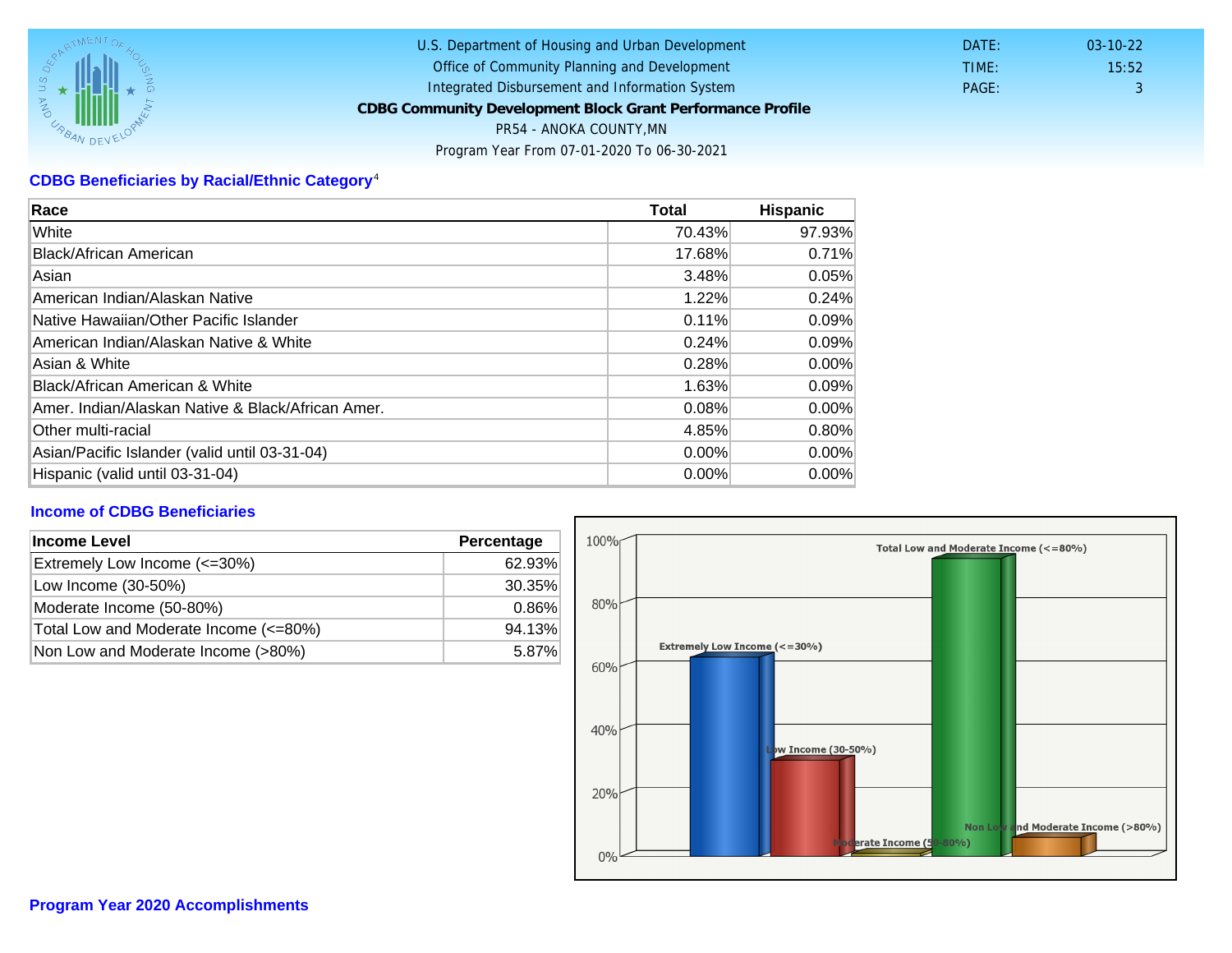U.S. Department of Housing and Urban Development
Office of Community Planning and Development
Integrated Disbursement and Information System
**CDBG Community Development Block Grant Performance Profile**
PR54 - ANOKA COUNTY,MN
Program Year From 07-01-2020 To 06-30-2021

DATE: 03-10-22
TIME: 15:52
PAGE: 3

## CDBG Beneficiaries by Racial/Ethnic Category[4]

| Race | Total | Hispanic |
|---|---|---|
| White | 70.43% | 97.93% |
| Black/African American | 17.68% | 0.71% |
| Asian | 3.48% | 0.05% |
| American Indian/Alaskan Native | 1.22% | 0.24% |
| Native Hawaiian/Other Pacific Islander | 0.11% | 0.09% |
| American Indian/Alaskan Native & White | 0.24% | 0.09% |
| Asian & White | 0.28% | 0.00% |
| Black/African American & White | 1.63% | 0.09% |
| Amer. Indian/Alaskan Native & Black/African Amer. | 0.08% | 0.00% |
| Other multi-racial | 4.85% | 0.80% |
| Asian/Pacific Islander (valid until 03-31-04) | 0.00% | 0.00% |
| Hispanic (valid until 03-31-04) | 0.00% | 0.00% |

## Income of CDBG Beneficiaries

| Income Level | Percentage |
|---|---|
| Extremely Low Income (<=30%) | 62.93% |
| Low Income (30-50%) | 30.35% |
| Moderate Income (50-80%) | 0.86% |
| Total Low and Moderate Income (<=80%) | 94.13% |
| Non Low and Moderate Income (>80%) | 5.87% |

## Program Year 2020 Accomplishments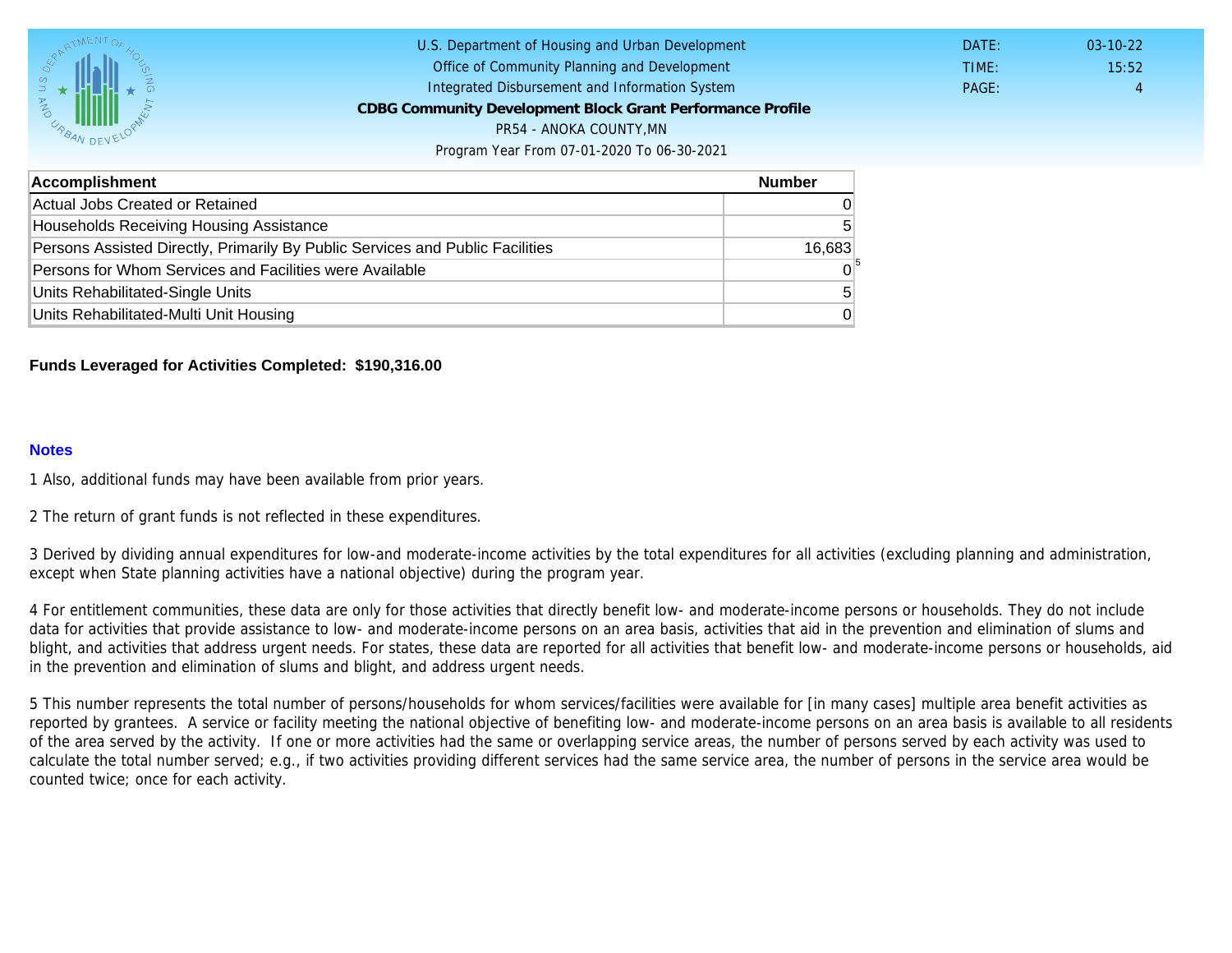U.S. Department of Housing and Urban Development
Office of Community Planning and Development
Integrated Disbursement and Information System

**CDBG Community Development Block Grant Performance Profile**

PR54 - ANOKA COUNTY,MN
Program Year From 07-01-2020 To 06-30-2021

DATE: 03-10-22
TIME: 15:52

| Accomplishment | Number |
| --- | --- |
| Actual Jobs Created or Retained | 0 |
| Households Receiving Housing Assistance | 5 |
| Persons Assisted Directly, Primarily By Public Services and Public Facilities | 16,683 |
| Persons for Whom Services and Facilities were Available | 0 [5] |
| Units Rehabilitated-Single Units | 5 |
| Units Rehabilitated-Multi Unit Housing | 0 |

**Funds Leveraged for Activities Completed: $190,316.00**

## Notes

1 Also, additional funds may have been available from prior years.

2 The return of grant funds is not reflected in these expenditures.

3 Derived by dividing annual expenditures for low-and moderate-income activities by the total expenditures for all activities (excluding planning and administration, except when State planning activities have a national objective) during the program year.

4 For entitlement communities, these data are only for those activities that directly benefit low- and moderate-income persons or households. They do not include data for activities that provide assistance to low- and moderate-income persons on an area basis, activities that aid in the prevention and elimination of slums and blight, and activities that address urgent needs. For states, these data are reported for all activities that benefit low- and moderate-income persons or households, aid in the prevention and elimination of slums and blight, and address urgent needs.

5 This number represents the total number of persons/households for whom services/facilities were available for [in many cases] multiple area benefit activities as reported by grantees. A service or facility meeting the national objective of benefiting low- and moderate-income persons on an area basis is available to all residents of the area served by the activity. If one or more activities had the same or overlapping service areas, the number of persons served by each activity was used to calculate the total number served; e.g., if two activities providing different services had the same service area, the number of persons in the service area would be counted twice; once for each activity.